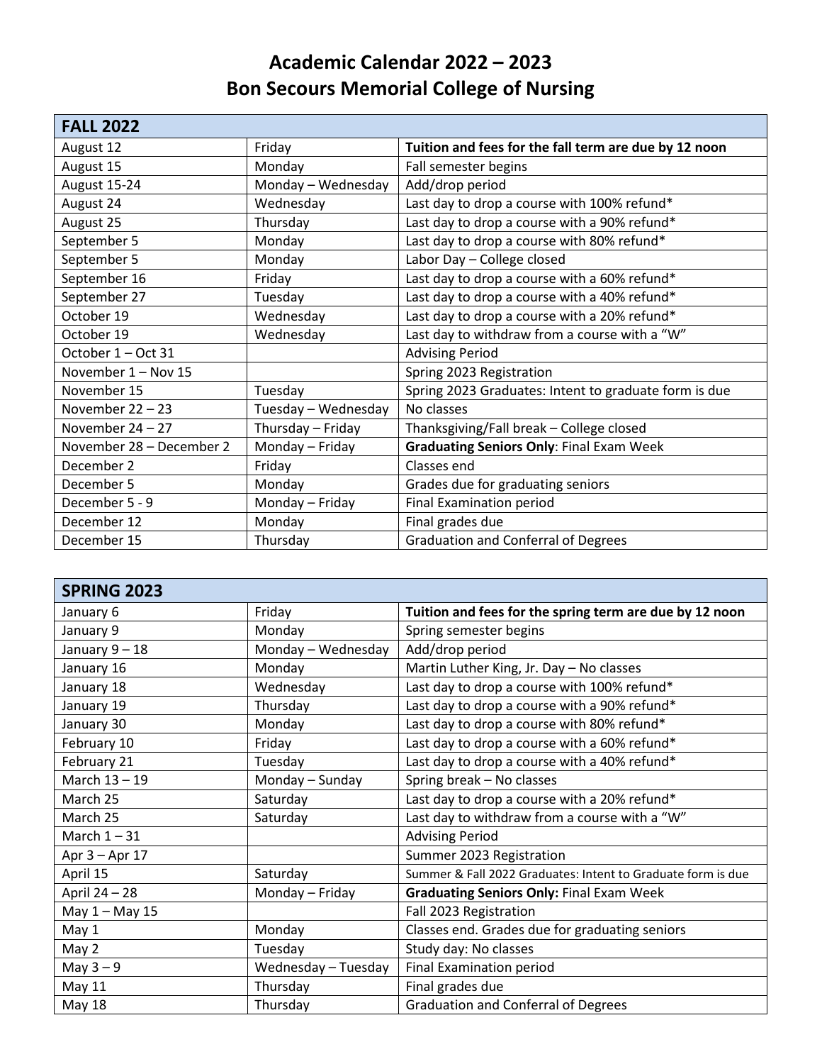# Academic Calendar 2022 – 2023
# Bon Secours Memorial College of Nursing

| FALL 2022 | | |
|---|---|---|
| August 12 | Friday | **Tuition and fees for the fall term are due by 12 noon** |
| August 15 | Monday | Fall semester begins |
| August 15-24 | Monday – Wednesday | Add/drop period |
| August 24 | Wednesday | Last day to drop a course with 100% refund* |
| August 25 | Thursday | Last day to drop a course with a 90% refund* |
| September 5 | Monday | Last day to drop a course with 80% refund* |
| September 5 | Monday | Labor Day – College closed |
| September 16 | Friday | Last day to drop a course with a 60% refund* |
| September 27 | Tuesday | Last day to drop a course with a 40% refund* |
| October 19 | Wednesday | Last day to drop a course with a 20% refund* |
| October 19 | Wednesday | Last day to withdraw from a course with a "W" |
| October 1 – Oct 31 | | Advising Period |
| November 1 – Nov 15 | | Spring 2023 Registration |
| November 15 | Tuesday | Spring 2023 Graduates: Intent to graduate form is due |
| November 22 – 23 | Tuesday – Wednesday | No classes |
| November 24 – 27 | Thursday – Friday | Thanksgiving/Fall break – College closed |
| November 28 – December 2 | Monday – Friday | **Graduating Seniors Only**: Final Exam Week |
| December 2 | Friday | Classes end |
| December 5 | Monday | Grades due for graduating seniors |
| December 5 - 9 | Monday – Friday | Final Examination period |
| December 12 | Monday | Final grades due |
| December 15 | Thursday | Graduation and Conferral of Degrees |

| SPRING 2023 | | |
|---|---|---|
| January 6 | Friday | **Tuition and fees for the spring term are due by 12 noon** |
| January 9 | Monday | Spring semester begins |
| January 9 – 18 | Monday – Wednesday | Add/drop period |
| January 16 | Monday | Martin Luther King, Jr. Day – No classes |
| January 18 | Wednesday | Last day to drop a course with 100% refund* |
| January 19 | Thursday | Last day to drop a course with a 90% refund* |
| January 30 | Monday | Last day to drop a course with 80% refund* |
| February 10 | Friday | Last day to drop a course with a 60% refund* |
| February 21 | Tuesday | Last day to drop a course with a 40% refund* |
| March 13 – 19 | Monday – Sunday | Spring break – No classes |
| March 25 | Saturday | Last day to drop a course with a 20% refund* |
| March 25 | Saturday | Last day to withdraw from a course with a "W" |
| March 1 – 31 | | Advising Period |
| Apr 3 – Apr 17 | | Summer 2023 Registration |
| April 15 | Saturday | Summer & Fall 2022 Graduates: Intent to Graduate form is due |
| April 24 – 28 | Monday – Friday | **Graduating Seniors Only:** Final Exam Week |
| May 1 – May 15 | | Fall 2023 Registration |
| May 1 | Monday | Classes end. Grades due for graduating seniors |
| May 2 | Tuesday | Study day: No classes |
| May 3 – 9 | Wednesday – Tuesday | Final Examination period |
| May 11 | Thursday | Final grades due |
| May 18 | Thursday | Graduation and Conferral of Degrees |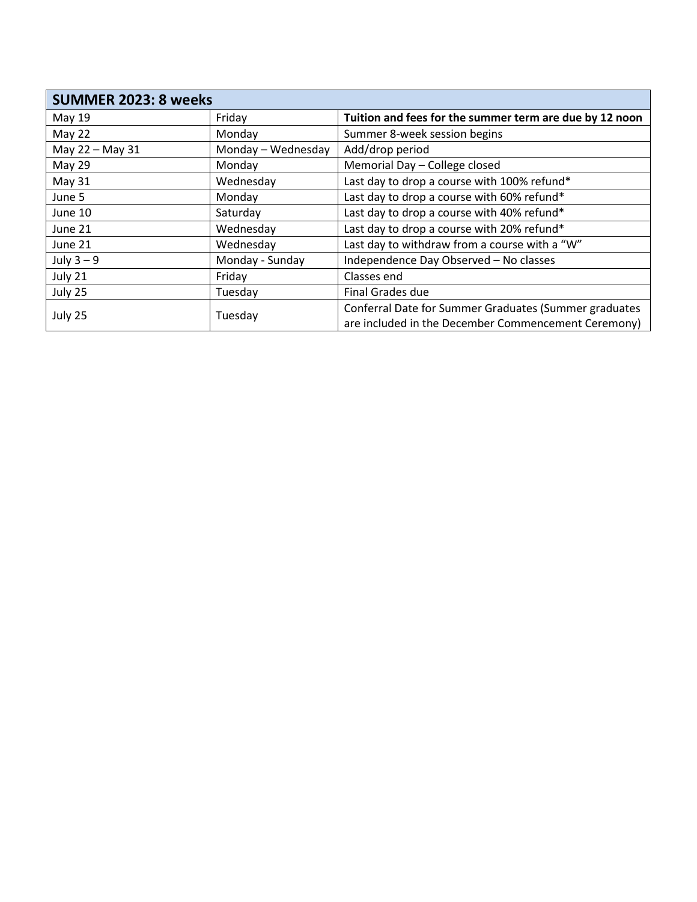| SUMMER 2023: 8 weeks | | |
|---|---|---|
| May 19 | Friday | **Tuition and fees for the summer term are due by 12 noon** |
| May 22 | Monday | Summer 8-week session begins |
| May 22 – May 31 | Monday – Wednesday | Add/drop period |
| May 29 | Monday | Memorial Day – College closed |
| May 31 | Wednesday | Last day to drop a course with 100% refund* |
| June 5 | Monday | Last day to drop a course with 60% refund* |
| June 10 | Saturday | Last day to drop a course with 40% refund* |
| June 21 | Wednesday | Last day to drop a course with 20% refund* |
| June 21 | Wednesday | Last day to withdraw from a course with a "W" |
| July 3 – 9 | Monday - Sunday | Independence Day Observed – No classes |
| July 21 | Friday | Classes end |
| July 25 | Tuesday | Final Grades due |
| July 25 | Tuesday | Conferral Date for Summer Graduates (Summer graduates are included in the December Commencement Ceremony) |